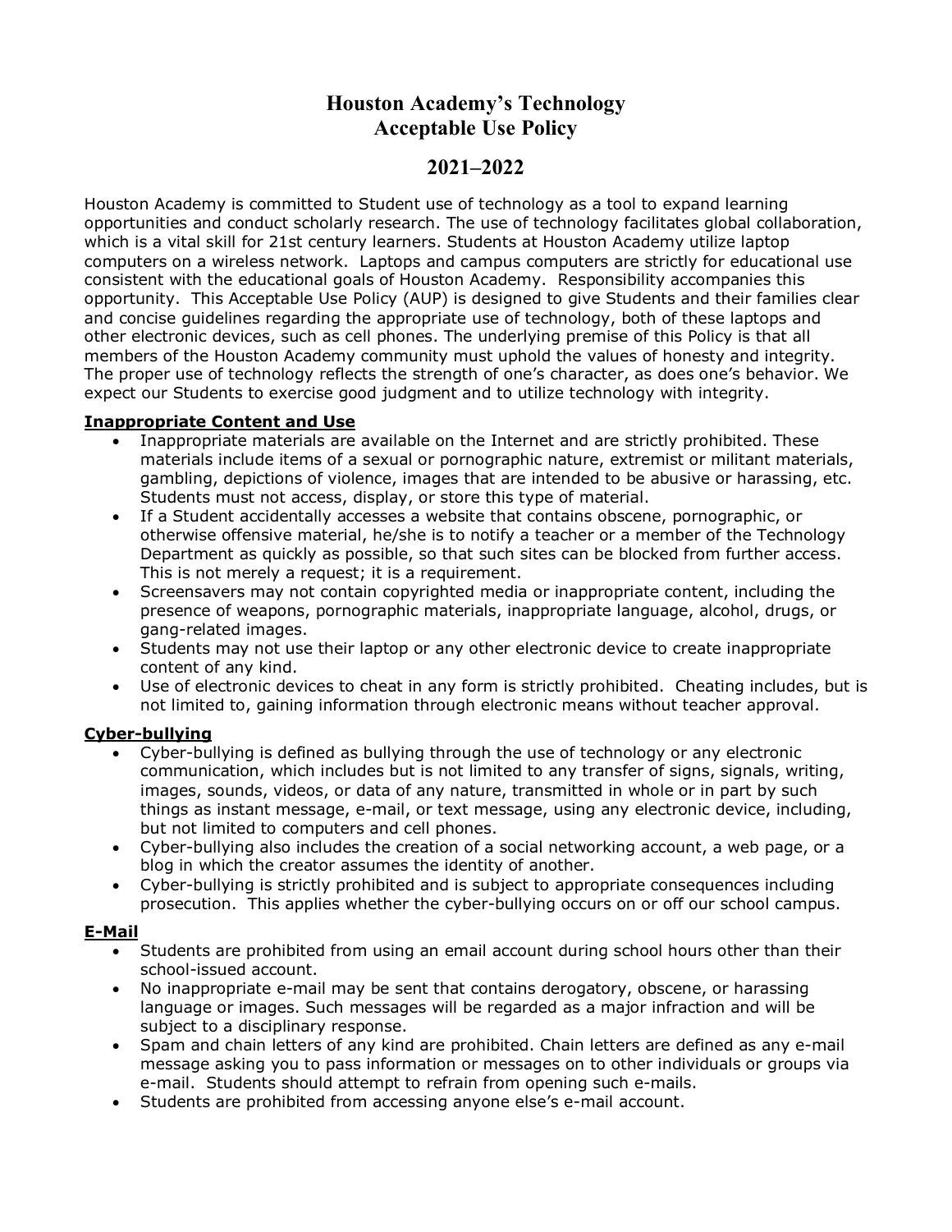# Houston Academy's Technology Acceptable Use Policy

## 2021–2022

Houston Academy is committed to Student use of technology as a tool to expand learning opportunities and conduct scholarly research. The use of technology facilitates global collaboration, which is a vital skill for 21st century learners. Students at Houston Academy utilize laptop computers on a wireless network. Laptops and campus computers are strictly for educational use consistent with the educational goals of Houston Academy. Responsibility accompanies this opportunity. This Acceptable Use Policy (AUP) is designed to give Students and their families clear and concise guidelines regarding the appropriate use of technology, both of these laptops and other electronic devices, such as cell phones. The underlying premise of this Policy is that all members of the Houston Academy community must uphold the values of honesty and integrity. The proper use of technology reflects the strength of one's character, as does one's behavior. We expect our Students to exercise good judgment and to utilize technology with integrity.

### Inappropriate Content and Use

- Inappropriate materials are available on the Internet and are strictly prohibited. These materials include items of a sexual or pornographic nature, extremist or militant materials, gambling, depictions of violence, images that are intended to be abusive or harassing, etc. Students must not access, display, or store this type of material.
- If a Student accidentally accesses a website that contains obscene, pornographic, or otherwise offensive material, he/she is to notify a teacher or a member of the Technology Department as quickly as possible, so that such sites can be blocked from further access. This is not merely a request; it is a requirement.
- Screensavers may not contain copyrighted media or inappropriate content, including the presence of weapons, pornographic materials, inappropriate language, alcohol, drugs, or gang-related images.
- Students may not use their laptop or any other electronic device to create inappropriate content of any kind.
- Use of electronic devices to cheat in any form is strictly prohibited. Cheating includes, but is not limited to, gaining information through electronic means without teacher approval.

### Cyber-bullying

- Cyber-bullying is defined as bullying through the use of technology or any electronic communication, which includes but is not limited to any transfer of signs, signals, writing, images, sounds, videos, or data of any nature, transmitted in whole or in part by such things as instant message, e-mail, or text message, using any electronic device, including, but not limited to computers and cell phones.
- Cyber-bullying also includes the creation of a social networking account, a web page, or a blog in which the creator assumes the identity of another.
- Cyber-bullying is strictly prohibited and is subject to appropriate consequences including prosecution. This applies whether the cyber-bullying occurs on or off our school campus.

### E-Mail

- Students are prohibited from using an email account during school hours other than their school-issued account.
- No inappropriate e-mail may be sent that contains derogatory, obscene, or harassing language or images. Such messages will be regarded as a major infraction and will be subject to a disciplinary response.
- Spam and chain letters of any kind are prohibited. Chain letters are defined as any e-mail message asking you to pass information or messages on to other individuals or groups via e-mail. Students should attempt to refrain from opening such e-mails.
- Students are prohibited from accessing anyone else's e-mail account.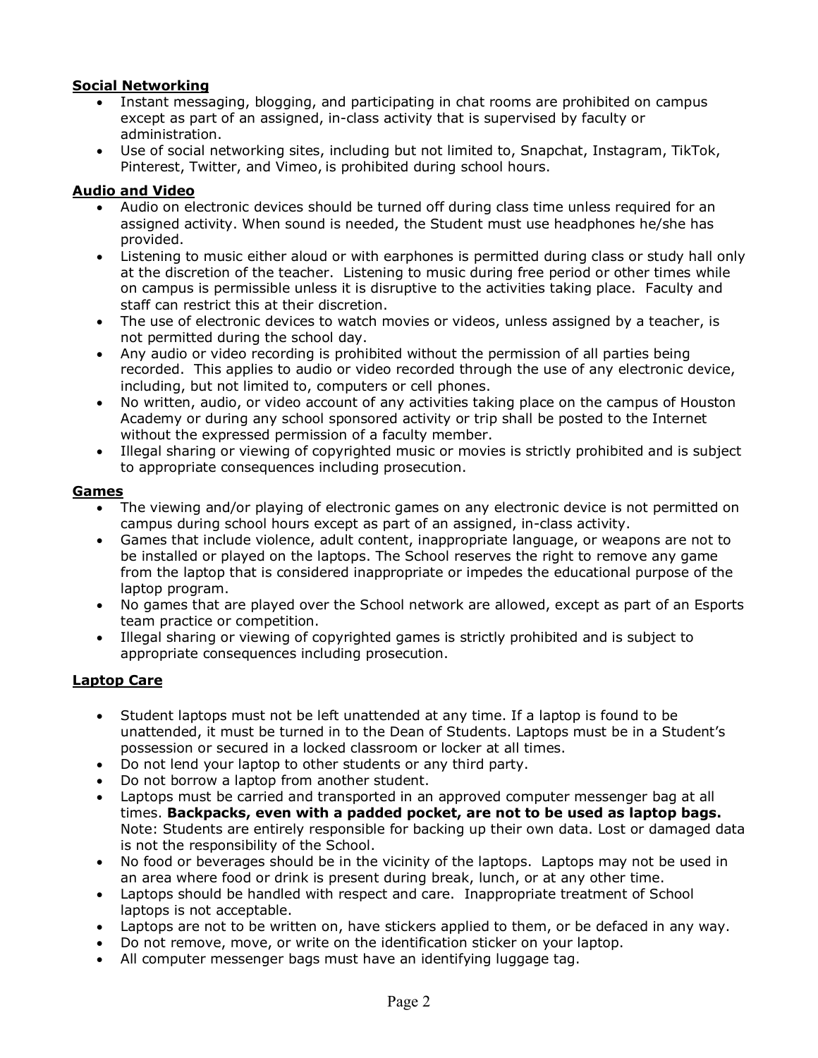**Social Networking**

- Instant messaging, blogging, and participating in chat rooms are prohibited on campus except as part of an assigned, in-class activity that is supervised by faculty or administration.
- Use of social networking sites, including but not limited to, Snapchat, Instagram, TikTok, Pinterest, Twitter, and Vimeo, is prohibited during school hours.

**Audio and Video**

- Audio on electronic devices should be turned off during class time unless required for an assigned activity. When sound is needed, the Student must use headphones he/she has provided.
- Listening to music either aloud or with earphones is permitted during class or study hall only at the discretion of the teacher. Listening to music during free period or other times while on campus is permissible unless it is disruptive to the activities taking place. Faculty and staff can restrict this at their discretion.
- The use of electronic devices to watch movies or videos, unless assigned by a teacher, is not permitted during the school day.
- Any audio or video recording is prohibited without the permission of all parties being recorded. This applies to audio or video recorded through the use of any electronic device, including, but not limited to, computers or cell phones.
- No written, audio, or video account of any activities taking place on the campus of Houston Academy or during any school sponsored activity or trip shall be posted to the Internet without the expressed permission of a faculty member.
- Illegal sharing or viewing of copyrighted music or movies is strictly prohibited and is subject to appropriate consequences including prosecution.

**Games**

- The viewing and/or playing of electronic games on any electronic device is not permitted on campus during school hours except as part of an assigned, in-class activity.
- Games that include violence, adult content, inappropriate language, or weapons are not to be installed or played on the laptops. The School reserves the right to remove any game from the laptop that is considered inappropriate or impedes the educational purpose of the laptop program.
- No games that are played over the School network are allowed, except as part of an Esports team practice or competition.
- Illegal sharing or viewing of copyrighted games is strictly prohibited and is subject to appropriate consequences including prosecution.

**Laptop Care**

- Student laptops must not be left unattended at any time. If a laptop is found to be unattended, it must be turned in to the Dean of Students. Laptops must be in a Student's possession or secured in a locked classroom or locker at all times.
- Do not lend your laptop to other students or any third party.
- Do not borrow a laptop from another student.
- Laptops must be carried and transported in an approved computer messenger bag at all times. **Backpacks, even with a padded pocket, are not to be used as laptop bags.** Note: Students are entirely responsible for backing up their own data. Lost or damaged data is not the responsibility of the School.
- No food or beverages should be in the vicinity of the laptops. Laptops may not be used in an area where food or drink is present during break, lunch, or at any other time.
- Laptops should be handled with respect and care. Inappropriate treatment of School laptops is not acceptable.
- Laptops are not to be written on, have stickers applied to them, or be defaced in any way.
- Do not remove, move, or write on the identification sticker on your laptop.
- All computer messenger bags must have an identifying luggage tag.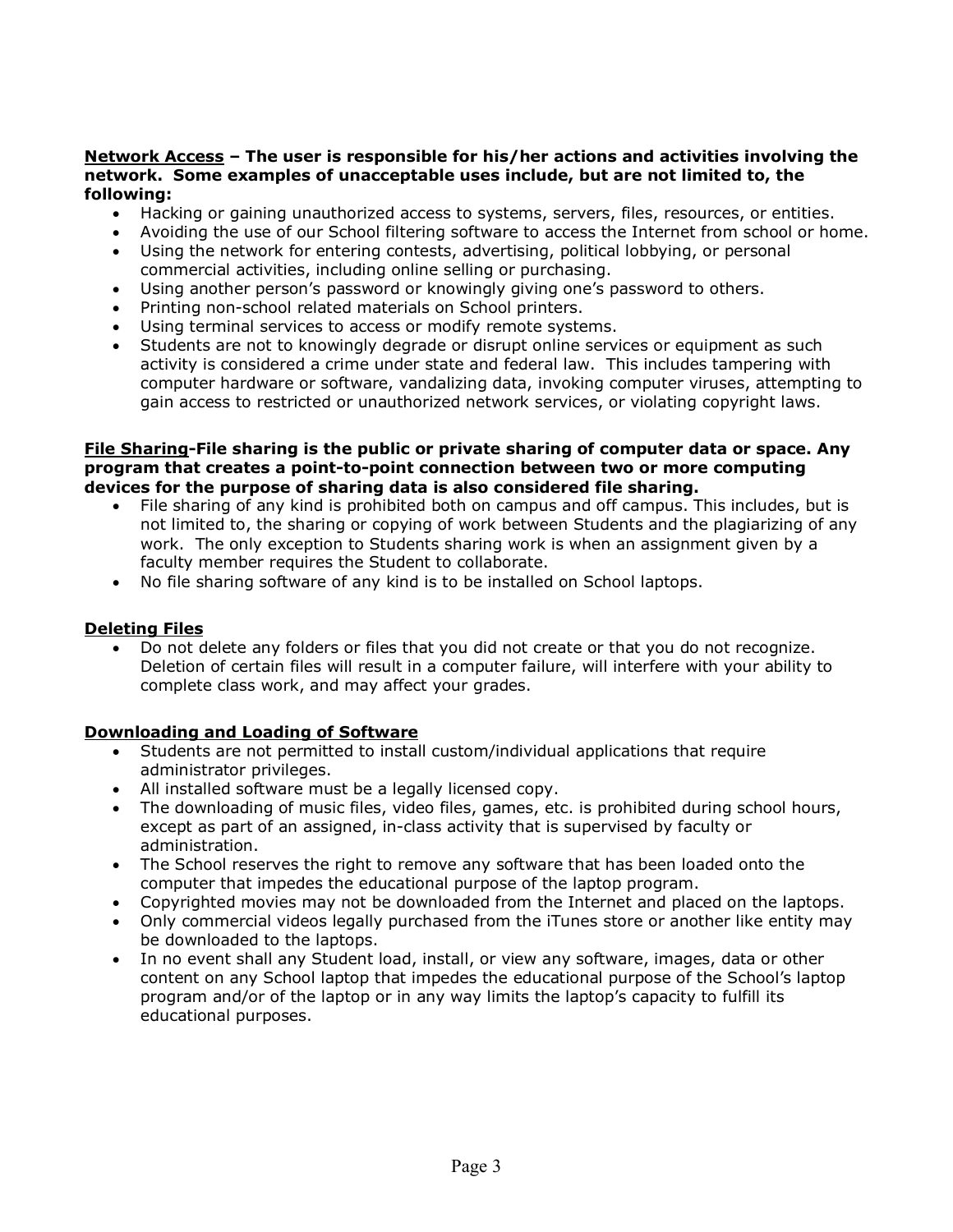**<u>Network Access</u> – The user is responsible for his/her actions and activities involving the network. Some examples of unacceptable uses include, but are not limited to, the following:**

- Hacking or gaining unauthorized access to systems, servers, files, resources, or entities.
- Avoiding the use of our School filtering software to access the Internet from school or home.
- Using the network for entering contests, advertising, political lobbying, or personal commercial activities, including online selling or purchasing.
- Using another person's password or knowingly giving one's password to others.
- Printing non-school related materials on School printers.
- Using terminal services to access or modify remote systems.
- Students are not to knowingly degrade or disrupt online services or equipment as such activity is considered a crime under state and federal law. This includes tampering with computer hardware or software, vandalizing data, invoking computer viruses, attempting to gain access to restricted or unauthorized network services, or violating copyright laws.

**<u>File Sharing</u>-File sharing is the public or private sharing of computer data or space. Any program that creates a point-to-point connection between two or more computing devices for the purpose of sharing data is also considered file sharing.**

- File sharing of any kind is prohibited both on campus and off campus. This includes, but is not limited to, the sharing or copying of work between Students and the plagiarizing of any work. The only exception to Students sharing work is when an assignment given by a faculty member requires the Student to collaborate.
- No file sharing software of any kind is to be installed on School laptops.

**<u>Deleting Files</u>**

- Do not delete any folders or files that you did not create or that you do not recognize. Deletion of certain files will result in a computer failure, will interfere with your ability to complete class work, and may affect your grades.

**<u>Downloading and Loading of Software</u>**

- Students are not permitted to install custom/individual applications that require administrator privileges.
- All installed software must be a legally licensed copy.
- The downloading of music files, video files, games, etc. is prohibited during school hours, except as part of an assigned, in-class activity that is supervised by faculty or administration.
- The School reserves the right to remove any software that has been loaded onto the computer that impedes the educational purpose of the laptop program.
- Copyrighted movies may not be downloaded from the Internet and placed on the laptops.
- Only commercial videos legally purchased from the iTunes store or another like entity may be downloaded to the laptops.
- In no event shall any Student load, install, or view any software, images, data or other content on any School laptop that impedes the educational purpose of the School's laptop program and/or of the laptop or in any way limits the laptop's capacity to fulfill its educational purposes.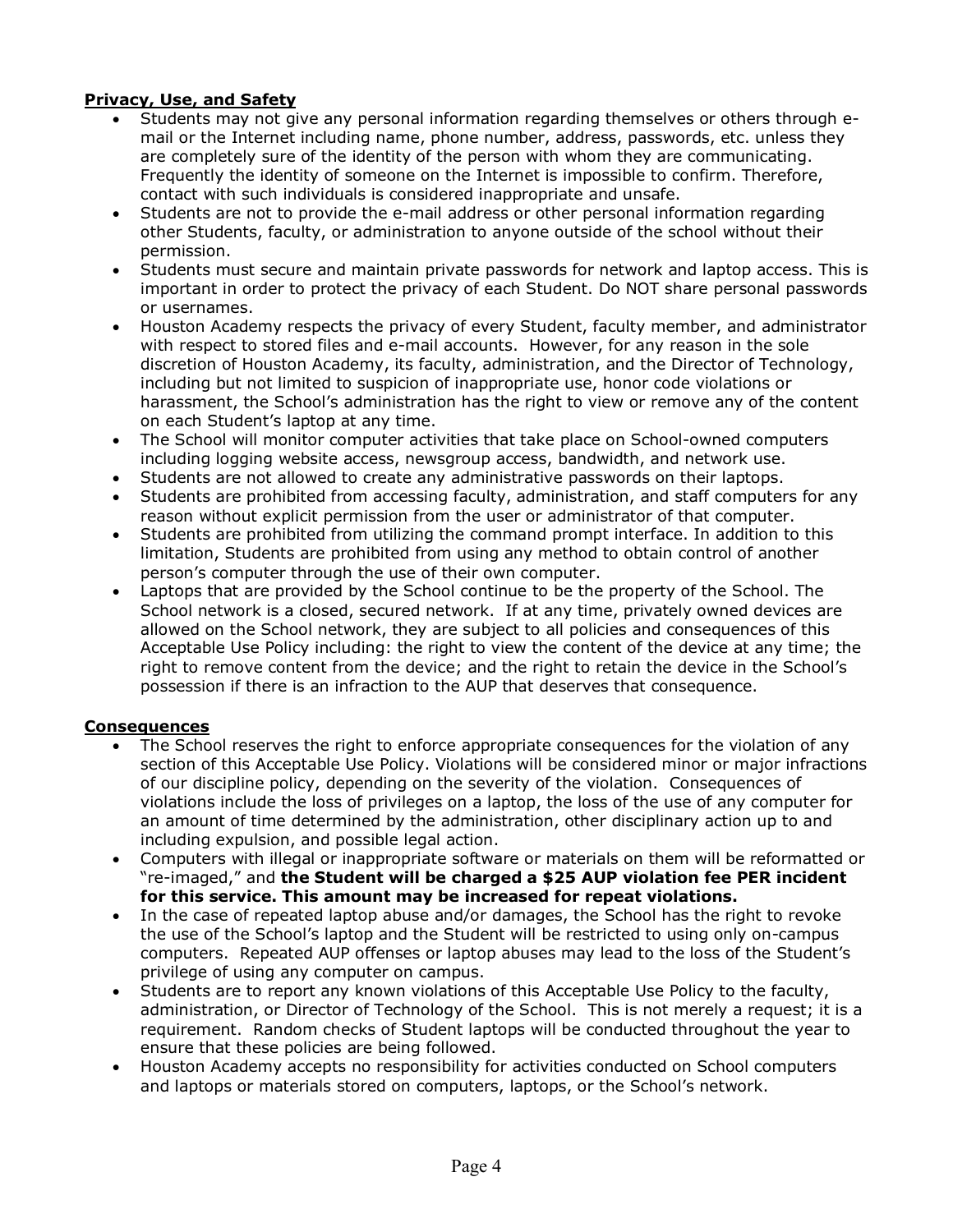**Privacy, Use, and Safety**

- Students may not give any personal information regarding themselves or others through e-mail or the Internet including name, phone number, address, passwords, etc. unless they are completely sure of the identity of the person with whom they are communicating. Frequently the identity of someone on the Internet is impossible to confirm. Therefore, contact with such individuals is considered inappropriate and unsafe.
- Students are not to provide the e-mail address or other personal information regarding other Students, faculty, or administration to anyone outside of the school without their permission.
- Students must secure and maintain private passwords for network and laptop access. This is important in order to protect the privacy of each Student. Do NOT share personal passwords or usernames.
- Houston Academy respects the privacy of every Student, faculty member, and administrator with respect to stored files and e-mail accounts. However, for any reason in the sole discretion of Houston Academy, its faculty, administration, and the Director of Technology, including but not limited to suspicion of inappropriate use, honor code violations or harassment, the School's administration has the right to view or remove any of the content on each Student's laptop at any time.
- The School will monitor computer activities that take place on School-owned computers including logging website access, newsgroup access, bandwidth, and network use.
- Students are not allowed to create any administrative passwords on their laptops.
- Students are prohibited from accessing faculty, administration, and staff computers for any reason without explicit permission from the user or administrator of that computer.
- Students are prohibited from utilizing the command prompt interface. In addition to this limitation, Students are prohibited from using any method to obtain control of another person's computer through the use of their own computer.
- Laptops that are provided by the School continue to be the property of the School. The School network is a closed, secured network. If at any time, privately owned devices are allowed on the School network, they are subject to all policies and consequences of this Acceptable Use Policy including: the right to view the content of the device at any time; the right to remove content from the device; and the right to retain the device in the School's possession if there is an infraction to the AUP that deserves that consequence.

**Consequences**

- The School reserves the right to enforce appropriate consequences for the violation of any section of this Acceptable Use Policy. Violations will be considered minor or major infractions of our discipline policy, depending on the severity of the violation. Consequences of violations include the loss of privileges on a laptop, the loss of the use of any computer for an amount of time determined by the administration, other disciplinary action up to and including expulsion, and possible legal action.
- Computers with illegal or inappropriate software or materials on them will be reformatted or "re-imaged," and **the Student will be charged a $25 AUP violation fee PER incident for this service. This amount may be increased for repeat violations.**
- In the case of repeated laptop abuse and/or damages, the School has the right to revoke the use of the School's laptop and the Student will be restricted to using only on-campus computers. Repeated AUP offenses or laptop abuses may lead to the loss of the Student's privilege of using any computer on campus.
- Students are to report any known violations of this Acceptable Use Policy to the faculty, administration, or Director of Technology of the School. This is not merely a request; it is a requirement. Random checks of Student laptops will be conducted throughout the year to ensure that these policies are being followed.
- Houston Academy accepts no responsibility for activities conducted on School computers and laptops or materials stored on computers, laptops, or the School's network.